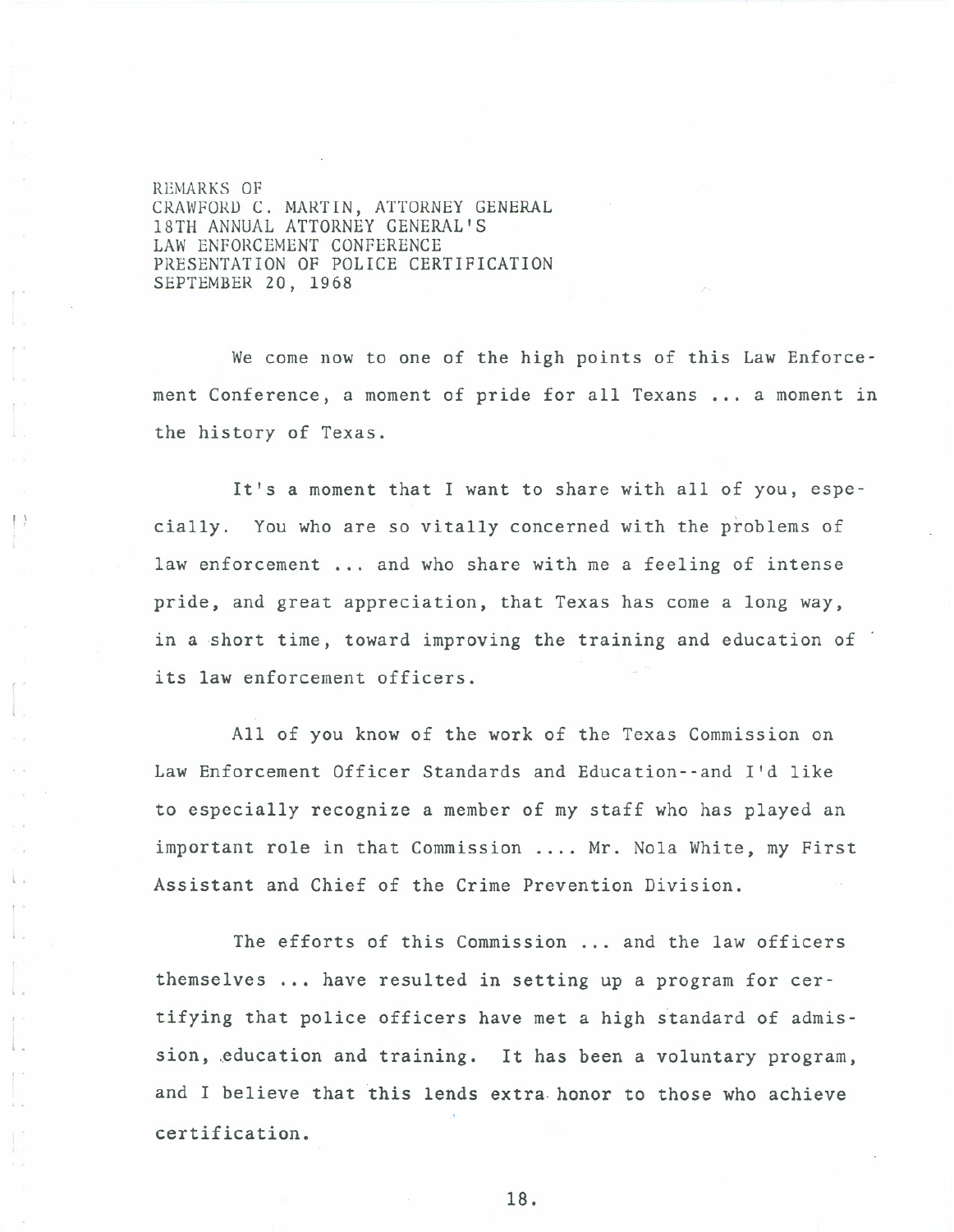REMARKS OF
CRAWFORD C. MARTIN, ATTORNEY GENERAL
18TH ANNUAL ATTORNEY GENERAL'S
LAW ENFORCEMENT CONFERENCE
PRESENTATION OF POLICE CERTIFICATION
SEPTEMBER 20, 1968

We come now to one of the high points of this Law Enforcement Conference, a moment of pride for all Texans ... a moment in the history of Texas.

It's a moment that I want to share with all of you, especially. You who are so vitally concerned with the problems of law enforcement ... and who share with me a feeling of intense pride, and great appreciation, that Texas has come a long way, in a short time, toward improving the training and education of its law enforcement officers.

All of you know of the work of the Texas Commission on Law Enforcement Officer Standards and Education--and I'd like to especially recognize a member of my staff who has played an important role in that Commission .... Mr. Nola White, my First Assistant and Chief of the Crime Prevention Division.

The efforts of this Commission ... and the law officers themselves ... have resulted in setting up a program for certifying that police officers have met a high standard of admission, education and training. It has been a voluntary program, and I believe that this lends extra honor to those who achieve certification.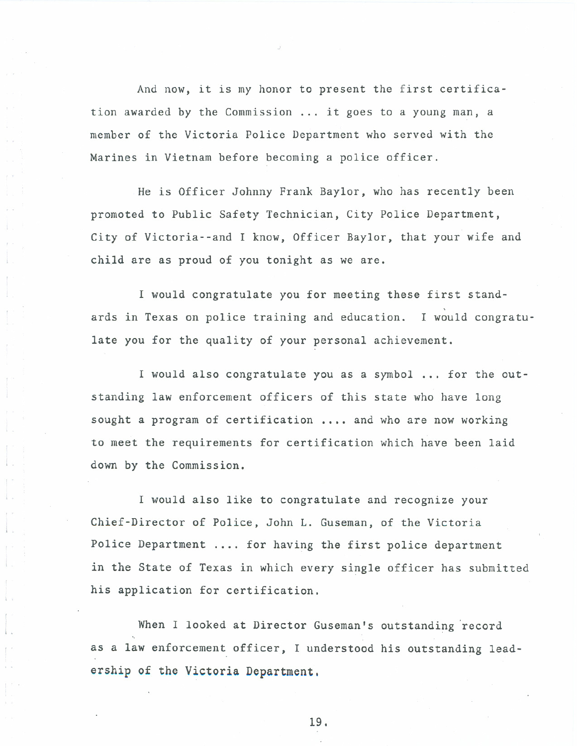And now, it is my honor to present the first certification awarded by the Commission ... it goes to a young man, a member of the Victoria Police Department who served with the Marines in Vietnam before becoming a police officer.

He is Officer Johnny Frank Baylor, who has recently been promoted to Public Safety Technician, City Police Department, City of Victoria--and I know, Officer Baylor, that your wife and child are as proud of you tonight as we are.

I would congratulate you for meeting these first standards in Texas on police training and education. I would congratulate you for the quality of your personal achievement.

I would also congratulate you as a symbol ... for the outstanding law enforcement officers of this state who have long sought a program of certification .... and who are now working to meet the requirements for certification which have been laid down by the Commission.

I would also like to congratulate and recognize your Chief-Director of Police, John L. Guseman, of the Victoria Police Department .... for having the first police department in the State of Texas in which every single officer has submitted his application for certification.

When I looked at Director Guseman's outstanding record as a law enforcement officer, I understood his outstanding leadership of the Victoria Department.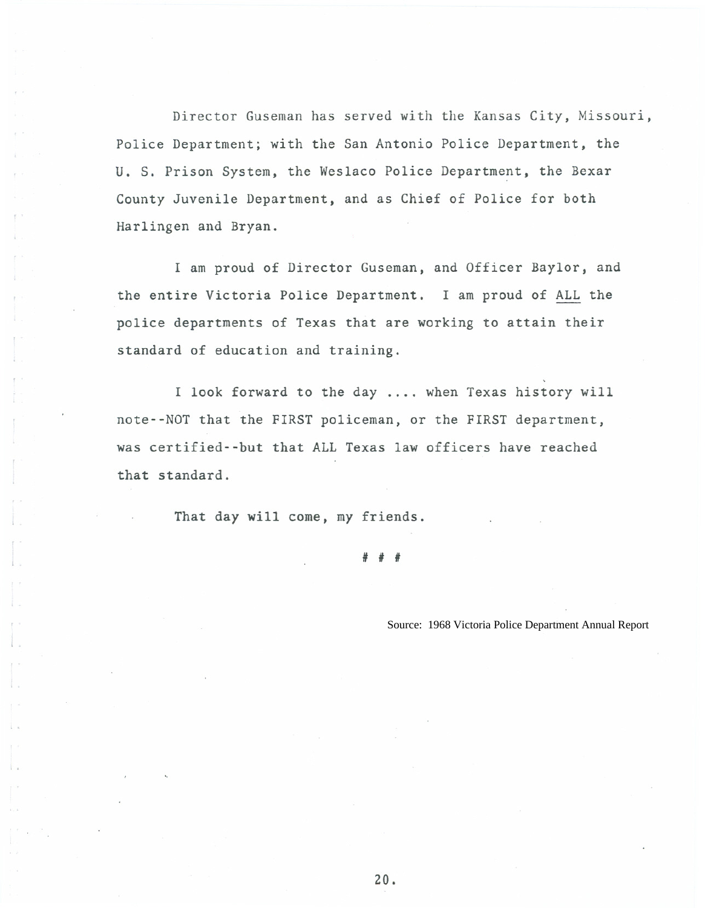Director Guseman has served with the Kansas City, Missouri, Police Department; with the San Antonio Police Department, the U. S. Prison System, the Weslaco Police Department, the Bexar County Juvenile Department, and as Chief of Police for both Harlingen and Bryan.

I am proud of Director Guseman, and Officer Baylor, and the entire Victoria Police Department. I am proud of ALL the police departments of Texas that are working to attain their standard of education and training.

I look forward to the day .... when Texas history will note--NOT that the FIRST policeman, or the FIRST department, was certified--but that ALL Texas law officers have reached that standard.

That day will come, my friends.

# # #

Source: 1968 Victoria Police Department Annual Report